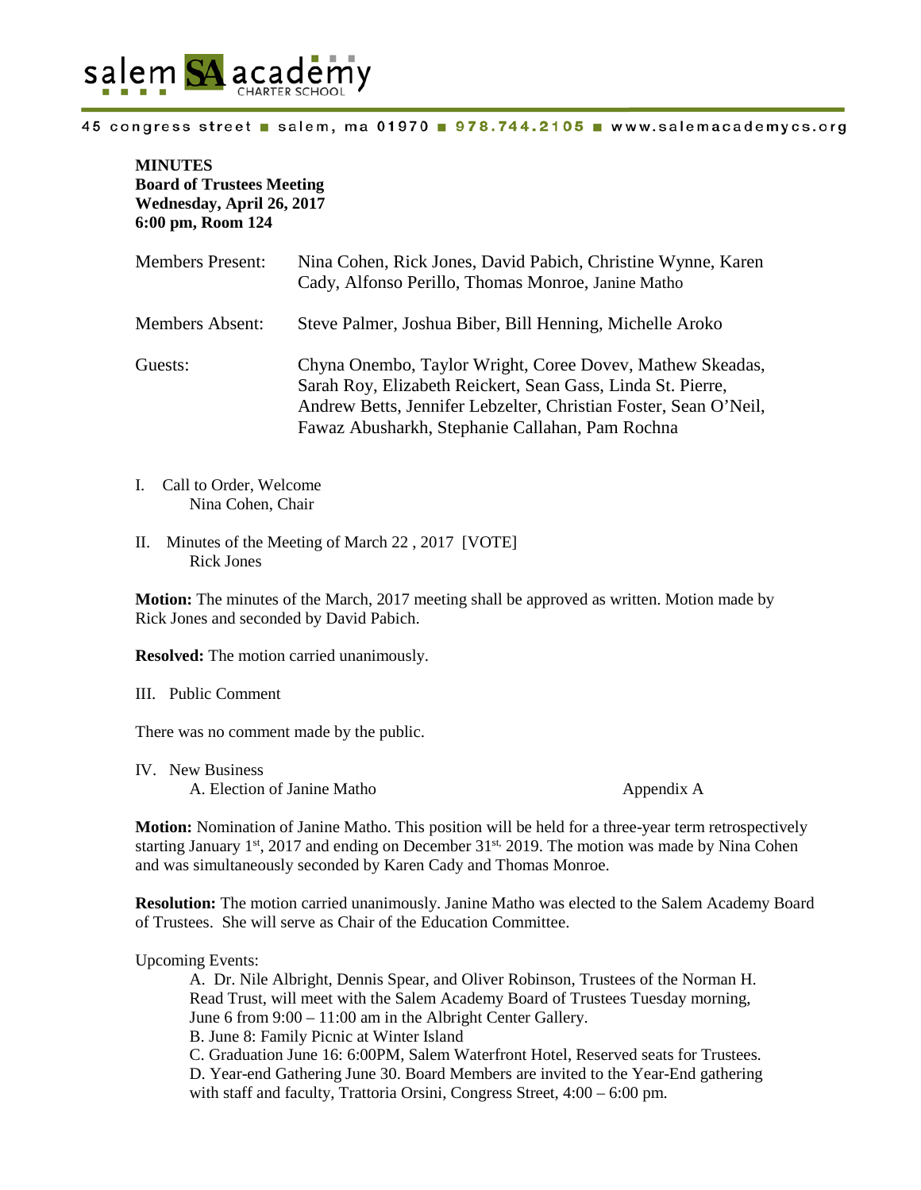salem SA academy CHARTER SCHOOL

45 congress street ■ salem, ma 01970 ■ 978.744.2105 ■ www.salemacademycs.org

**MINUTES**
**Board of Trustees Meeting**
**Wednesday, April 26, 2017**
**6:00 pm, Room 124**

| | |
|---|---|
| Members Present: | Nina Cohen, Rick Jones, David Pabich, Christine Wynne, Karen Cady, Alfonso Perillo, Thomas Monroe, Janine Matho |
| Members Absent: | Steve Palmer, Joshua Biber, Bill Henning, Michelle Aroko |
| Guests: | Chyna Onembo, Taylor Wright, Coree Dovev, Mathew Skeadas, Sarah Roy, Elizabeth Reickert, Sean Gass, Linda St. Pierre, Andrew Betts, Jennifer Lebzelter, Christian Foster, Sean O'Neil, Fawaz Abusharkh, Stephanie Callahan, Pam Rochna |

I. Call to Order, Welcome
Nina Cohen, Chair

II. Minutes of the Meeting of March 22 , 2017 [VOTE]
Rick Jones

**Motion:** The minutes of the March, 2017 meeting shall be approved as written. Motion made by Rick Jones and seconded by David Pabich.

**Resolved:** The motion carried unanimously.

III. Public Comment

There was no comment made by the public.

IV. New Business
A. Election of Janine Matho — Appendix A

**Motion:** Nomination of Janine Matho. This position will be held for a three-year term retrospectively starting January 1st, 2017 and ending on December 31st, 2019. The motion was made by Nina Cohen and was simultaneously seconded by Karen Cady and Thomas Monroe.

**Resolution:** The motion carried unanimously. Janine Matho was elected to the Salem Academy Board of Trustees. She will serve as Chair of the Education Committee.

Upcoming Events:

A. Dr. Nile Albright, Dennis Spear, and Oliver Robinson, Trustees of the Norman H. Read Trust, will meet with the Salem Academy Board of Trustees Tuesday morning, June 6 from 9:00 – 11:00 am in the Albright Center Gallery.
B. June 8: Family Picnic at Winter Island
C. Graduation June 16: 6:00PM, Salem Waterfront Hotel, Reserved seats for Trustees.
D. Year-end Gathering June 30. Board Members are invited to the Year-End gathering with staff and faculty, Trattoria Orsini, Congress Street, 4:00 – 6:00 pm.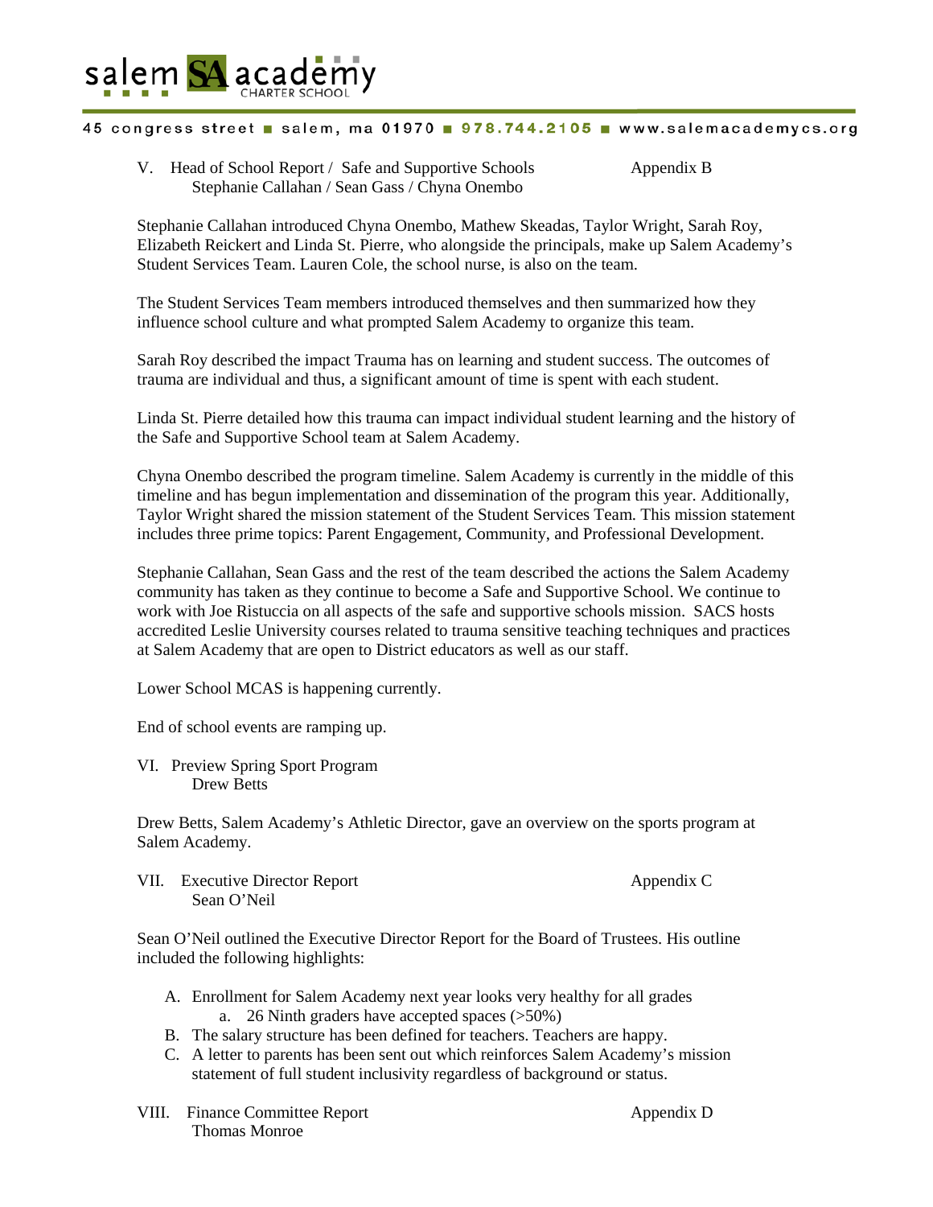V. Head of School Report / Safe and Supportive Schools Appendix B
Stephanie Callahan / Sean Gass / Chyna Onembo

Stephanie Callahan introduced Chyna Onembo, Mathew Skeadas, Taylor Wright, Sarah Roy, Elizabeth Reickert and Linda St. Pierre, who alongside the principals, make up Salem Academy's Student Services Team. Lauren Cole, the school nurse, is also on the team.

The Student Services Team members introduced themselves and then summarized how they influence school culture and what prompted Salem Academy to organize this team.

Sarah Roy described the impact Trauma has on learning and student success. The outcomes of trauma are individual and thus, a significant amount of time is spent with each student.

Linda St. Pierre detailed how this trauma can impact individual student learning and the history of the Safe and Supportive School team at Salem Academy.

Chyna Onembo described the program timeline. Salem Academy is currently in the middle of this timeline and has begun implementation and dissemination of the program this year. Additionally, Taylor Wright shared the mission statement of the Student Services Team. This mission statement includes three prime topics: Parent Engagement, Community, and Professional Development.

Stephanie Callahan, Sean Gass and the rest of the team described the actions the Salem Academy community has taken as they continue to become a Safe and Supportive School. We continue to work with Joe Ristuccia on all aspects of the safe and supportive schools mission. SACS hosts accredited Leslie University courses related to trauma sensitive teaching techniques and practices at Salem Academy that are open to District educators as well as our staff.

Lower School MCAS is happening currently.

End of school events are ramping up.

VI. Preview Spring Sport Program
Drew Betts

Drew Betts, Salem Academy's Athletic Director, gave an overview on the sports program at Salem Academy.

VII. Executive Director Report Appendix C
Sean O'Neil

Sean O'Neil outlined the Executive Director Report for the Board of Trustees. His outline included the following highlights:

A. Enrollment for Salem Academy next year looks very healthy for all grades
   a. 26 Ninth graders have accepted spaces (>50%)
B. The salary structure has been defined for teachers. Teachers are happy.
C. A letter to parents has been sent out which reinforces Salem Academy's mission statement of full student inclusivity regardless of background or status.

VIII. Finance Committee Report Appendix D
Thomas Monroe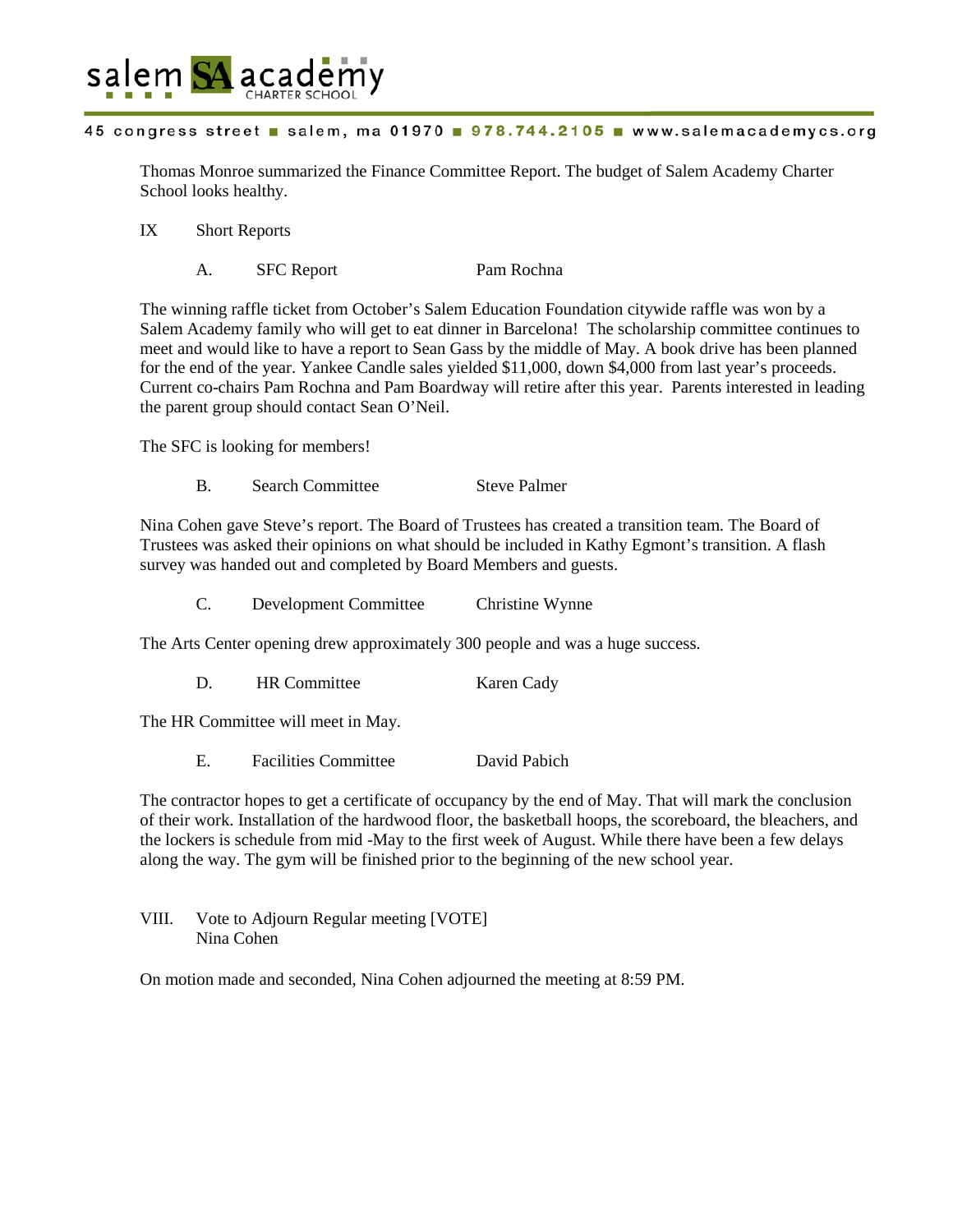Thomas Monroe summarized the Finance Committee Report. The budget of Salem Academy Charter School looks healthy.

IX Short Reports

A. SFC Report Pam Rochna

The winning raffle ticket from October's Salem Education Foundation citywide raffle was won by a Salem Academy family who will get to eat dinner in Barcelona! The scholarship committee continues to meet and would like to have a report to Sean Gass by the middle of May. A book drive has been planned for the end of the year. Yankee Candle sales yielded $11,000, down $4,000 from last year's proceeds. Current co-chairs Pam Rochna and Pam Boardway will retire after this year. Parents interested in leading the parent group should contact Sean O'Neil.

The SFC is looking for members!

B. Search Committee Steve Palmer

Nina Cohen gave Steve's report. The Board of Trustees has created a transition team. The Board of Trustees was asked their opinions on what should be included in Kathy Egmont's transition. A flash survey was handed out and completed by Board Members and guests.

C. Development Committee Christine Wynne

The Arts Center opening drew approximately 300 people and was a huge success.

D. HR Committee Karen Cady

The HR Committee will meet in May.

E. Facilities Committee David Pabich

The contractor hopes to get a certificate of occupancy by the end of May. That will mark the conclusion of their work. Installation of the hardwood floor, the basketball hoops, the scoreboard, the bleachers, and the lockers is schedule from mid -May to the first week of August. While there have been a few delays along the way. The gym will be finished prior to the beginning of the new school year.

VIII. Vote to Adjourn Regular meeting [VOTE]
Nina Cohen

On motion made and seconded, Nina Cohen adjourned the meeting at 8:59 PM.